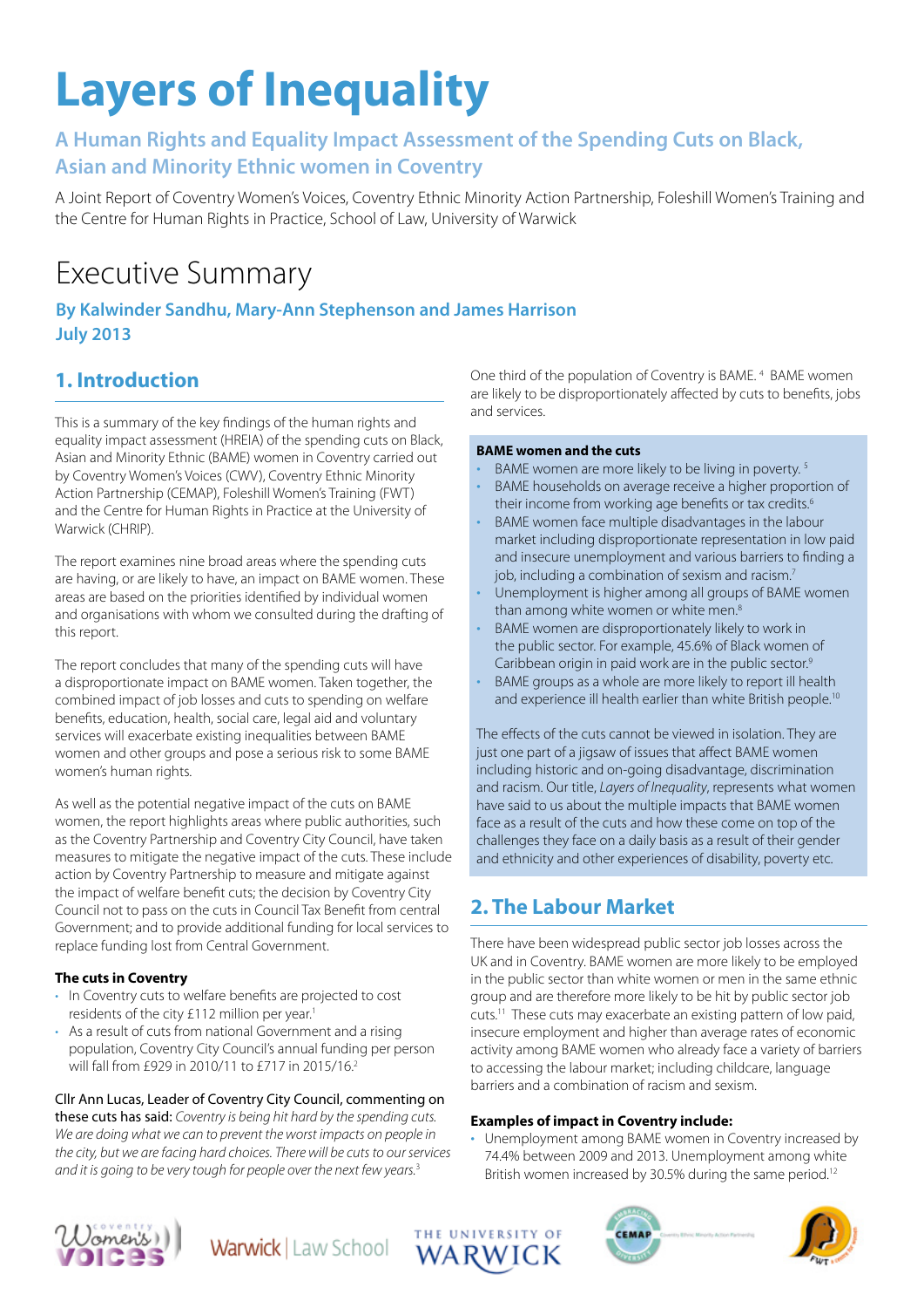# Layers of Inequality

## A Human Rights and Equality Impact Assessment of the Spending Cuts on Black, Asian and Minority Ethnic women in Coventry

A Joint Report of Coventry Women's Voices, Coventry Ethnic Minority Action Partnership, Foleshill Women's Training and the Centre for Human Rights in Practice, School of Law, University of Warwick

# Executive Summary

**By Kalwinder Sandhu, Mary-Ann Stephenson and James Harrison**
**July 2013**

## 1. Introduction

This is a summary of the key findings of the human rights and equality impact assessment (HREIA) of the spending cuts on Black, Asian and Minority Ethnic (BAME) women in Coventry carried out by Coventry Women's Voices (CWV), Coventry Ethnic Minority Action Partnership (CEMAP), Foleshill Women's Training (FWT) and the Centre for Human Rights in Practice at the University of Warwick (CHRIP).

The report examines nine broad areas where the spending cuts are having, or are likely to have, an impact on BAME women. These areas are based on the priorities identified by individual women and organisations with whom we consulted during the drafting of this report.

The report concludes that many of the spending cuts will have a disproportionate impact on BAME women. Taken together, the combined impact of job losses and cuts to spending on welfare benefits, education, health, social care, legal aid and voluntary services will exacerbate existing inequalities between BAME women and other groups and pose a serious risk to some BAME women's human rights.

As well as the potential negative impact of the cuts on BAME women, the report highlights areas where public authorities, such as the Coventry Partnership and Coventry City Council, have taken measures to mitigate the negative impact of the cuts. These include action by Coventry Partnership to measure and mitigate against the impact of welfare benefit cuts; the decision by Coventry City Council not to pass on the cuts in Council Tax Benefit from central Government; and to provide additional funding for local services to replace funding lost from Central Government.

**The cuts in Coventry**

- In Coventry cuts to welfare benefits are projected to cost residents of the city £112 million per year.[1]
- As a result of cuts from national Government and a rising population, Coventry City Council's annual funding per person will fall from £929 in 2010/11 to £717 in 2015/16.[2]

Cllr Ann Lucas, Leader of Coventry City Council, commenting on these cuts has said: *Coventry is being hit hard by the spending cuts. We are doing what we can to prevent the worst impacts on people in the city, but we are facing hard choices. There will be cuts to our services and it is going to be very tough for people over the next few years.*[3]

One third of the population of Coventry is BAME.[4] BAME women are likely to be disproportionately affected by cuts to benefits, jobs and services.

**BAME women and the cuts**

- BAME women are more likely to be living in poverty.[5]
- BAME households on average receive a higher proportion of their income from working age benefits or tax credits.[6]
- BAME women face multiple disadvantages in the labour market including disproportionate representation in low paid and insecure unemployment and various barriers to finding a job, including a combination of sexism and racism.[7]
- Unemployment is higher among all groups of BAME women than among white women or white men.[8]
- BAME women are disproportionately likely to work in the public sector. For example, 45.6% of Black women of Caribbean origin in paid work are in the public sector.[9]
- BAME groups as a whole are more likely to report ill health and experience ill health earlier than white British people.[10]

The effects of the cuts cannot be viewed in isolation. They are just one part of a jigsaw of issues that affect BAME women including historic and on-going disadvantage, discrimination and racism. Our title, *Layers of Inequality*, represents what women have said to us about the multiple impacts that BAME women face as a result of the cuts and how these come on top of the challenges they face on a daily basis as a result of their gender and ethnicity and other experiences of disability, poverty etc.

## 2. The Labour Market

There have been widespread public sector job losses across the UK and in Coventry. BAME women are more likely to be employed in the public sector than white women or men in the same ethnic group and are therefore more likely to be hit by public sector job cuts.[11] These cuts may exacerbate an existing pattern of low paid, insecure employment and higher than average rates of economic activity among BAME women who already face a variety of barriers to accessing the labour market; including childcare, language barriers and a combination of racism and sexism.

**Examples of impact in Coventry include:**

- Unemployment among BAME women in Coventry increased by 74.4% between 2009 and 2013. Unemployment among white British women increased by 30.5% during the same period.[12]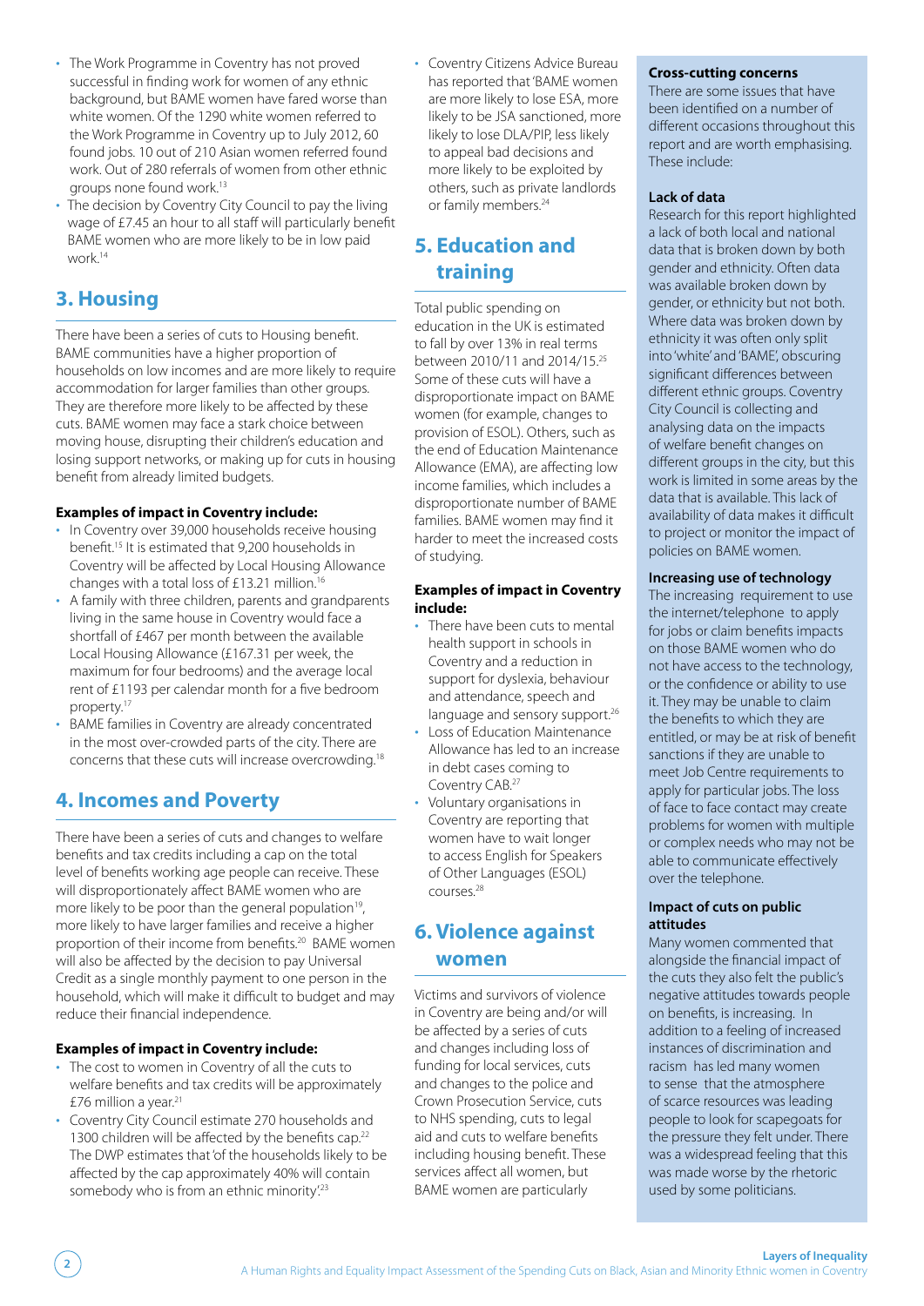- The Work Programme in Coventry has not proved successful in finding work for women of any ethnic background, but BAME women have fared worse than white women. Of the 1290 white women referred to the Work Programme in Coventry up to July 2012, 60 found jobs. 10 out of 210 Asian women referred found work. Out of 280 referrals of women from other ethnic groups none found work.[13]
- The decision by Coventry City Council to pay the living wage of £7.45 an hour to all staff will particularly benefit BAME women who are more likely to be in low paid work.[14]

## 3. Housing

There have been a series of cuts to Housing benefit. BAME communities have a higher proportion of households on low incomes and are more likely to require accommodation for larger families than other groups. They are therefore more likely to be affected by these cuts. BAME women may face a stark choice between moving house, disrupting their children's education and losing support networks, or making up for cuts in housing benefit from already limited budgets.

**Examples of impact in Coventry include:**

- In Coventry over 39,000 households receive housing benefit.[15] It is estimated that 9,200 households in Coventry will be affected by Local Housing Allowance changes with a total loss of £13.21 million.[16]
- A family with three children, parents and grandparents living in the same house in Coventry would face a shortfall of £467 per month between the available Local Housing Allowance (£167.31 per week, the maximum for four bedrooms) and the average local rent of £1193 per calendar month for a five bedroom property.[17]
- BAME families in Coventry are already concentrated in the most over-crowded parts of the city. There are concerns that these cuts will increase overcrowding.[18]

## 4. Incomes and Poverty

There have been a series of cuts and changes to welfare benefits and tax credits including a cap on the total level of benefits working age people can receive. These will disproportionately affect BAME women who are more likely to be poor than the general population[19], more likely to have larger families and receive a higher proportion of their income from benefits.[20] BAME women will also be affected by the decision to pay Universal Credit as a single monthly payment to one person in the household, which will make it difficult to budget and may reduce their financial independence.

**Examples of impact in Coventry include:**

- The cost to women in Coventry of all the cuts to welfare benefits and tax credits will be approximately £76 million a year.[21]
- Coventry City Council estimate 270 households and 1300 children will be affected by the benefits cap.[22] The DWP estimates that 'of the households likely to be affected by the cap approximately 40% will contain somebody who is from an ethnic minority'.[23]
- Coventry Citizens Advice Bureau has reported that 'BAME women are more likely to lose ESA, more likely to be JSA sanctioned, more likely to lose DLA/PIP, less likely to appeal bad decisions and more likely to be exploited by others, such as private landlords or family members.[24]

## 5. Education and training

Total public spending on education in the UK is estimated to fall by over 13% in real terms between 2010/11 and 2014/15.[25] Some of these cuts will have a disproportionate impact on BAME women (for example, changes to provision of ESOL). Others, such as the end of Education Maintenance Allowance (EMA), are affecting low income families, which includes a disproportionate number of BAME families. BAME women may find it harder to meet the increased costs of studying.

**Examples of impact in Coventry include:**

- There have been cuts to mental health support in schools in Coventry and a reduction in support for dyslexia, behaviour and attendance, speech and language and sensory support.[26]
- Loss of Education Maintenance Allowance has led to an increase in debt cases coming to Coventry CAB.[27]
- Voluntary organisations in Coventry are reporting that women have to wait longer to access English for Speakers of Other Languages (ESOL) courses.[28]

## 6. Violence against women

Victims and survivors of violence in Coventry are being and/or will be affected by a series of cuts and changes including loss of funding for local services, cuts and changes to the police and Crown Prosecution Service, cuts to NHS spending, cuts to legal aid and cuts to welfare benefits including housing benefit. These services affect all women, but BAME women are particularly

### Cross-cutting concerns

There are some issues that have been identified on a number of different occasions throughout this report and are worth emphasising. These include:

**Lack of data**

Research for this report highlighted a lack of both local and national data that is broken down by both gender and ethnicity. Often data was available broken down by gender, or ethnicity but not both. Where data was broken down by ethnicity it was often only split into 'white' and 'BAME', obscuring significant differences between different ethnic groups. Coventry City Council is collecting and analysing data on the impacts of welfare benefit changes on different groups in the city, but this work is limited in some areas by the data that is available. This lack of availability of data makes it difficult to project or monitor the impact of policies on BAME women.

**Increasing use of technology**

The increasing requirement to use the internet/telephone to apply for jobs or claim benefits impacts on those BAME women who do not have access to the technology, or the confidence or ability to use it. They may be unable to claim the benefits to which they are entitled, or may be at risk of benefit sanctions if they are unable to meet Job Centre requirements to apply for particular jobs. The loss of face to face contact may create problems for women with multiple or complex needs who may not be able to communicate effectively over the telephone.

**Impact of cuts on public attitudes**

Many women commented that alongside the financial impact of the cuts they also felt the public's negative attitudes towards people on benefits, is increasing. In addition to a feeling of increased instances of discrimination and racism has led many women to sense that the atmosphere of scarce resources was leading people to look for scapegoats for the pressure they felt under. There was a widespread feeling that this was made worse by the rhetoric used by some politicians.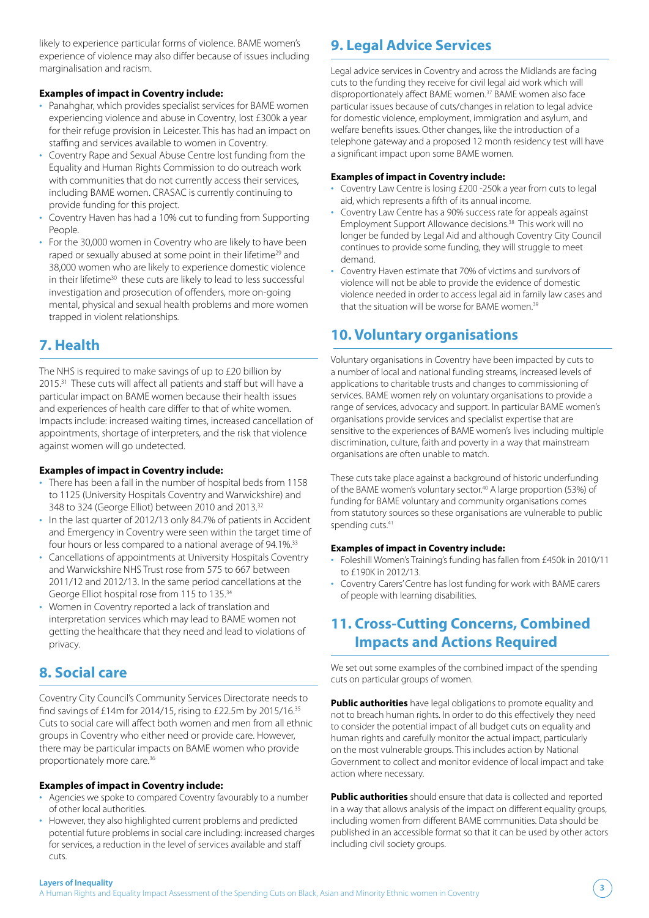likely to experience particular forms of violence. BAME women's experience of violence may also differ because of issues including marginalisation and racism.

**Examples of impact in Coventry include:**

- Panahghar, which provides specialist services for BAME women experiencing violence and abuse in Coventry, lost £300k a year for their refuge provision in Leicester. This has had an impact on staffing and services available to women in Coventry.
- Coventry Rape and Sexual Abuse Centre lost funding from the Equality and Human Rights Commission to do outreach work with communities that do not currently access their services, including BAME women. CRASAC is currently continuing to provide funding for this project.
- Coventry Haven has had a 10% cut to funding from Supporting People.
- For the 30,000 women in Coventry who are likely to have been raped or sexually abused at some point in their lifetime[29] and 38,000 women who are likely to experience domestic violence in their lifetime[30] these cuts are likely to lead to less successful investigation and prosecution of offenders, more on-going mental, physical and sexual health problems and more women trapped in violent relationships.

## 7. Health

The NHS is required to make savings of up to £20 billion by 2015.[31] These cuts will affect all patients and staff but will have a particular impact on BAME women because their health issues and experiences of health care differ to that of white women. Impacts include: increased waiting times, increased cancellation of appointments, shortage of interpreters, and the risk that violence against women will go undetected.

**Examples of impact in Coventry include:**

- There has been a fall in the number of hospital beds from 1158 to 1125 (University Hospitals Coventry and Warwickshire) and 348 to 324 (George Elliot) between 2010 and 2013.[32]
- In the last quarter of 2012/13 only 84.7% of patients in Accident and Emergency in Coventry were seen within the target time of four hours or less compared to a national average of 94.1%.[33]
- Cancellations of appointments at University Hospitals Coventry and Warwickshire NHS Trust rose from 575 to 667 between 2011/12 and 2012/13. In the same period cancellations at the George Elliot hospital rose from 115 to 135.[34]
- Women in Coventry reported a lack of translation and interpretation services which may lead to BAME women not getting the healthcare that they need and lead to violations of privacy.

## 8. Social care

Coventry City Council's Community Services Directorate needs to find savings of £14m for 2014/15, rising to £22.5m by 2015/16.[35] Cuts to social care will affect both women and men from all ethnic groups in Coventry who either need or provide care. However, there may be particular impacts on BAME women who provide proportionately more care.[36]

**Examples of impact in Coventry include:**

- Agencies we spoke to compared Coventry favourably to a number of other local authorities.
- However, they also highlighted current problems and predicted potential future problems in social care including: increased charges for services, a reduction in the level of services available and staff cuts.

## 9. Legal Advice Services

Legal advice services in Coventry and across the Midlands are facing cuts to the funding they receive for civil legal aid work which will disproportionately affect BAME women.[37] BAME women also face particular issues because of cuts/changes in relation to legal advice for domestic violence, employment, immigration and asylum, and welfare benefits issues. Other changes, like the introduction of a telephone gateway and a proposed 12 month residency test will have a significant impact upon some BAME women.

**Examples of impact in Coventry include:**

- Coventry Law Centre is losing £200 -250k a year from cuts to legal aid, which represents a fifth of its annual income.
- Coventry Law Centre has a 90% success rate for appeals against Employment Support Allowance decisions.[38] This work will no longer be funded by Legal Aid and although Coventry City Council continues to provide some funding, they will struggle to meet demand.
- Coventry Haven estimate that 70% of victims and survivors of violence will not be able to provide the evidence of domestic violence needed in order to access legal aid in family law cases and that the situation will be worse for BAME women.[39]

## 10. Voluntary organisations

Voluntary organisations in Coventry have been impacted by cuts to a number of local and national funding streams, increased levels of applications to charitable trusts and changes to commissioning of services. BAME women rely on voluntary organisations to provide a range of services, advocacy and support. In particular BAME women's organisations provide services and specialist expertise that are sensitive to the experiences of BAME women's lives including multiple discrimination, culture, faith and poverty in a way that mainstream organisations are often unable to match.

These cuts take place against a background of historic underfunding of the BAME women's voluntary sector.[40] A large proportion (53%) of funding for BAME voluntary and community organisations comes from statutory sources so these organisations are vulnerable to public spending cuts.[41]

**Examples of impact in Coventry include:**

- Foleshill Women's Training's funding has fallen from £450k in 2010/11 to £190K in 2012/13.
- Coventry Carers' Centre has lost funding for work with BAME carers of people with learning disabilities.

## 11. Cross-Cutting Concerns, Combined Impacts and Actions Required

We set out some examples of the combined impact of the spending cuts on particular groups of women.

**Public authorities** have legal obligations to promote equality and not to breach human rights. In order to do this effectively they need to consider the potential impact of all budget cuts on equality and human rights and carefully monitor the actual impact, particularly on the most vulnerable groups. This includes action by National Government to collect and monitor evidence of local impact and take action where necessary.

**Public authorities** should ensure that data is collected and reported in a way that allows analysis of the impact on different equality groups, including women from different BAME communities. Data should be published in an accessible format so that it can be used by other actors including civil society groups.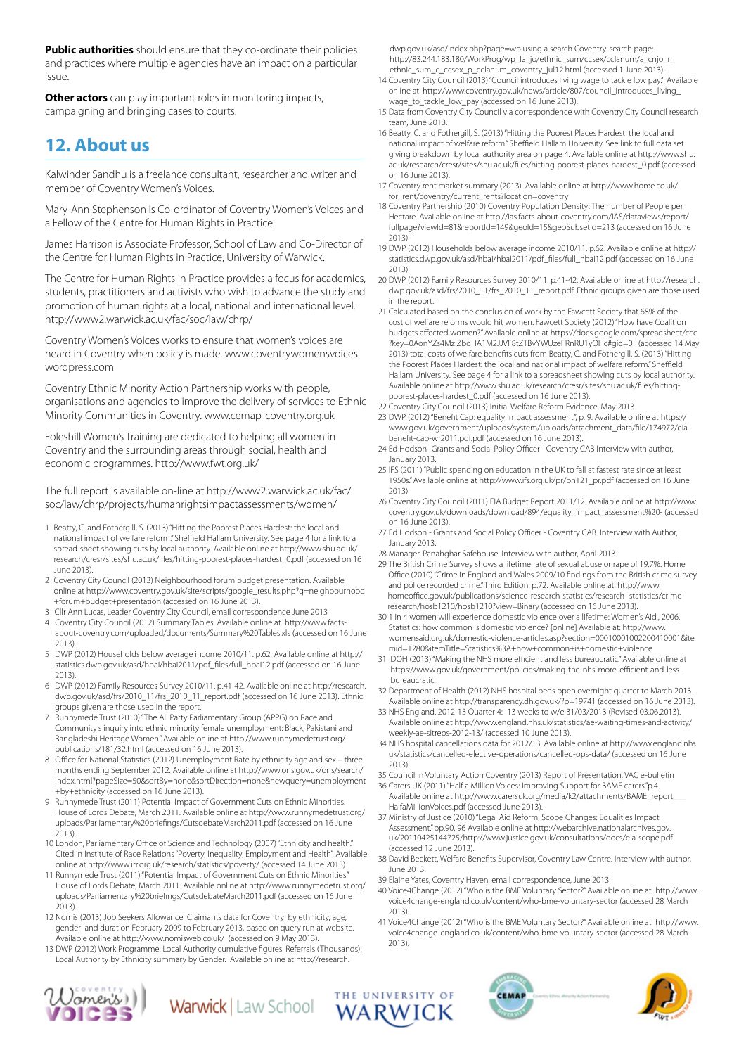**Public authorities** should ensure that they co-ordinate their policies and practices where multiple agencies have an impact on a particular issue.

**Other actors** can play important roles in monitoring impacts, campaigning and bringing cases to courts.

## 12. About us

Kalwinder Sandhu is a freelance consultant, researcher and writer and member of Coventry Women's Voices.

Mary-Ann Stephenson is Co-ordinator of Coventry Women's Voices and a Fellow of the Centre for Human Rights in Practice.

James Harrison is Associate Professor, School of Law and Co-Director of the Centre for Human Rights in Practice, University of Warwick.

The Centre for Human Rights in Practice provides a focus for academics, students, practitioners and activists who wish to advance the study and promotion of human rights at a local, national and international level. http://www2.warwick.ac.uk/fac/soc/law/chrp/

Coventry Women's Voices works to ensure that women's voices are heard in Coventry when policy is made. www.coventrywomensvoices.wordpress.com

Coventry Ethnic Minority Action Partnership works with people, organisations and agencies to improve the delivery of services to Ethnic Minority Communities in Coventry. www.cemap-coventry.org.uk

Foleshill Women's Training are dedicated to helping all women in Coventry and the surrounding areas through social, health and economic programmes. http://www.fwt.org.uk/

The full report is available on-line at http://www2.warwick.ac.uk/fac/soc/law/chrp/projects/humanrightsimpactassessments/women/

1 Beatty, C. and Fothergill, S. (2013) "Hitting the Poorest Places Hardest: the local and national impact of welfare reform." Sheffield Hallam University. See page 4 for a link to a spread-sheet showing cuts by local authority. Available online at http://www.shu.ac.uk/research/cresr/sites/shu.ac.uk/files/hitting-poorest-places-hardest_0.pdf (accessed on 16 June 2013).
2 Coventry City Council (2013) Neighbourhood forum budget presentation. Available online at http://www.coventry.gov.uk/site/scripts/google_results.php?q=neighbourhood+forum+budget+presentation (accessed on 16 June 2013).
3 Cllr Ann Lucas, Leader Coventry City Council, email correspondence June 2013
4 Coventry City Council (2012) Summary Tables. Available online at http://www.facts-about-coventry.com/uploaded/documents/Summary%20Tables.xls (accessed on 16 June 2013).
5 DWP (2012) Households below average income 2010/11. p.62. Available online at http://statistics.dwp.gov.uk/asd/hbai/hbai2011/pdf_files/full_hbai12.pdf (accessed on 16 June 2013).
6 DWP (2012) Family Resources Survey 2010/11. p.41-42. Available online at http://research.dwp.gov.uk/asd/frs/2010_11/frs_2010_11_report.pdf (accessed on 16 June 2013). Ethnic groups given are those used in the report.
7 Runnymede Trust (2010) "The All Party Parliamentary Group (APPG) on Race and Community's inquiry into ethnic minority female unemployment: Black, Pakistani and Bangladeshi Heritage Women." Available online at http://www.runnymedetrust.org/publications/181/32.html (accessed on 16 June 2013).
8 Office for National Statistics (2012) Unemployment Rate by ethnicity age and sex – three months ending September 2012. Available online at http://www.ons.gov.uk/ons/search/index.html?pageSize=50&sortBy=none&sortDirection=none&newquery=unemployment+by+ethnicity (accessed on 16 June 2013).
9 Runnymede Trust (2011) Potential Impact of Government Cuts on Ethnic Minorities. House of Lords Debate, March 2011. Available online at http://www.runnymedetrust.org/uploads/Parliamentary%20briefings/CutsdebateMarch2011.pdf (accessed on 16 June 2013).
10 London, Parliamentary Office of Science and Technology (2007) "Ethnicity and health." Cited in Institute of Race Relations "Poverty, Inequality, Employment and Health", Available online at http://www.irr.org.uk/research/statistics/poverty/ (accessed 14 June 2013)
11 Runnymede Trust (2011) "Potential Impact of Government Cuts on Ethnic Minorities." House of Lords Debate, March 2011. Available online at http://www.runnymedetrust.org/uploads/Parliamentary%20briefings/CutsdebateMarch2011.pdf (accessed on 16 June 2013).
12 Nomis (2013) Job Seekers Allowance Claimants data for Coventry by ethnicity, age, gender and duration February 2009 to February 2013, based on query run at website. Available online at http://www.nomisweb.co.uk/ (accessed on 9 May 2013).
13 DWP (2012) Work Programme: Local Authority cumulative figures. Referrals (Thousands): Local Authority by Ethnicity summary by Gender. Available online at http://research.dwp.gov.uk/asd/index.php?page=wp using a search Coventry. search page: http://83.244.183.180/WorkProg/wp_la_jo/ethnic_sum/ccsex/cclanum/a_cnjo_r_ethnic_sum_c_ccsex_p_cclanum_coventry_jul12.html (accessed 1 June 2013).
14 Coventry City Council (2013) "Council introduces living wage to tackle low pay." Available online at: http://www.coventry.gov.uk/news/article/807/council_introduces_living_wage_to_tackle_low_pay (accessed on 16 June 2013).
15 Data from Coventry City Council via correspondence with Coventry City Council research team, June 2013.
16 Beatty, C. and Fothergill, S. (2013) "Hitting the Poorest Places Hardest: the local and national impact of welfare reform." Sheffield Hallam University. See link to full data set giving breakdown by local authority area on page 4. Available online at http://www.shu.ac.uk/research/cresr/sites/shu.ac.uk/files/hitting-poorest-places-hardest_0.pdf (accessed on 16 June 2013).
17 Coventry rent market summary (2013). Available online at http://www.home.co.uk/for_rent/coventry/current_rents?location=coventry
18 Coventry Partnership (2010) Coventry Population Density: The number of People per Hectare. Available online at http://ias.facts-about-coventry.com/IAS/dataviews/report/fullpage?viewId=81&reportId=149&geoId=15&geoSubsetId=213 (accessed on 16 June 2013).
19 DWP (2012) Households below average income 2010/11. p.62. Available online at http://statistics.dwp.gov.uk/asd/hbai/hbai2011/pdf_files/full_hbai12.pdf (accessed on 16 June 2013).
20 DWP (2012) Family Resources Survey 2010/11. p.41-42. Available online at http://research.dwp.gov.uk/asd/frs/2010_11/frs_2010_11_report.pdf. Ethnic groups given are those used in the report.
21 Calculated based on the conclusion of work by the Fawcett Society that 68% of the cost of welfare reforms would hit women. Fawcett Society (2012) "How have Coalition budgets affected women?" Available online at https://docs.google.com/spreadsheet/ccc?key=0AonYZs4MzlZbdHA1M2JJVF8tZTBvYWUzeFRnRU1yOHc#gid=0 (accessed 14 May 2013) total costs of welfare benefits cuts from Beatty, C. and Fothergill, S. (2013) "Hitting the Poorest Places Hardest: the local and national impact of welfare reform." Sheffield Hallam University. See page 4 for a link to a spreadsheet showing cuts by local authority. Available online at http://www.shu.ac.uk/research/cresr/sites/shu.ac.uk/files/hitting-poorest-places-hardest_0.pdf (accessed on 16 June 2013).
22 Coventry City Council (2013) Initial Welfare Reform Evidence, May 2013.
23 DWP (2012) "Benefit Cap: equality impact assessment", p. 9. Available online at https://www.gov.uk/government/uploads/system/uploads/attachment_data/file/174972/eia-benefit-cap-wr2011.pdf.pdf (accessed on 16 June 2013).
24 Ed Hodson -Grants and Social Policy Officer - Coventry CAB Interview with author, January 2013.
25 IFS (2011) "Public spending on education in the UK to fall at fastest rate since at least 1950s." Available online at http://www.ifs.org.uk/pr/bn121_pr.pdf (accessed on 16 June 2013).
26 Coventry City Council (2011) EIA Budget Report 2011/12. Available online at http://www.coventry.gov.uk/downloads/download/894/equality_impact_assessment%20- (accessed on 16 June 2013).
27 Ed Hodson - Grants and Social Policy Officer - Coventry CAB. Interview with Author, January 2013.
28 Manager, Panahghar Safehouse. Interview with author, April 2013.
29 The British Crime Survey shows a lifetime rate of sexual abuse or rape of 19.7%. Home Office (2010) "Crime in England and Wales 2009/10 findings from the British crime survey and police recorded crime." Third Edition. p.72. Available online at: http://www.homeoffice.gov.uk/publications/science-research-statistics/research- statistics/crime-research/hosb1210/hosb1210?view=Binary (accessed on 16 June 2013).
30 1 in 4 women will experience domestic violence over a lifetime: Women's Aid, 2006. Statistics: how common is domestic violence? [online] Available at: http://www.womensaid.org.uk/domestic-violence-articles.asp?section=00010001002200410001&itemid=1280&itemTitle=Statistics%3A+how+common+is+domestic+violence
31 DOH (2013) "Making the NHS more efficient and less bureaucratic." Available online at https://www.gov.uk/government/policies/making-the-nhs-more-efficient-and-less-bureaucratic.
32 Department of Health (2012) NHS hospital beds open overnight quarter to March 2013. Available online at http://transparency.dh.gov.uk/?p=19741 (accessed on 16 June 2013).
33 NHS England. 2012-13 Quarter 4:- 13 weeks to w/e 31/03/2013 (Revised 03.06.2013). Available online at http://www.england.nhs.uk/statistics/ae-waiting-times-and-activity/weekly-ae-sitreps-2012-13/ (accessed 10 June 2013).
34 NHS hospital cancellations data for 2012/13. Available online at http://www.england.nhs.uk/statistics/cancelled-elective-operations/cancelled-ops-data/ (accessed on 16 June 2013).
35 Council in Voluntary Action Coventry (2013) Report of Presentation, VAC e-bulletin
36 Carers UK (2011) "Half a Million Voices: Improving Support for BAME carers." p.4. Available online at http://www.carersuk.org/media/k2/attachments/BAME_report___HalfaMillionVoices.pdf (accessed June 2013).
37 Ministry of Justice (2010) "Legal Aid Reform, Scope Changes: Equalities Impact Assessment." pp.90, 96 Available online at http://webarchive.nationalarchives.gov.uk/20110425144725/http://www.justice.gov.uk/consultations/docs/eia-scope.pdf (accessed 12 June 2013).
38 David Beckett, Welfare Benefits Supervisor, Coventry Law Centre. Interview with author, June 2013.
39 Elaine Yates, Coventry Haven, email correspondence, June 2013
40 Voice4Change (2012) "Who is the BME Voluntary Sector?" Available online at http://www.voice4change-england.co.uk/content/who-bme-voluntary-sector (accessed 28 March 2013).
41 Voice4Change (2012) "Who is the BME Voluntary Sector?" Available online at http://www.voice4change-england.co.uk/content/who-bme-voluntary-sector (accessed 28 March 2013).